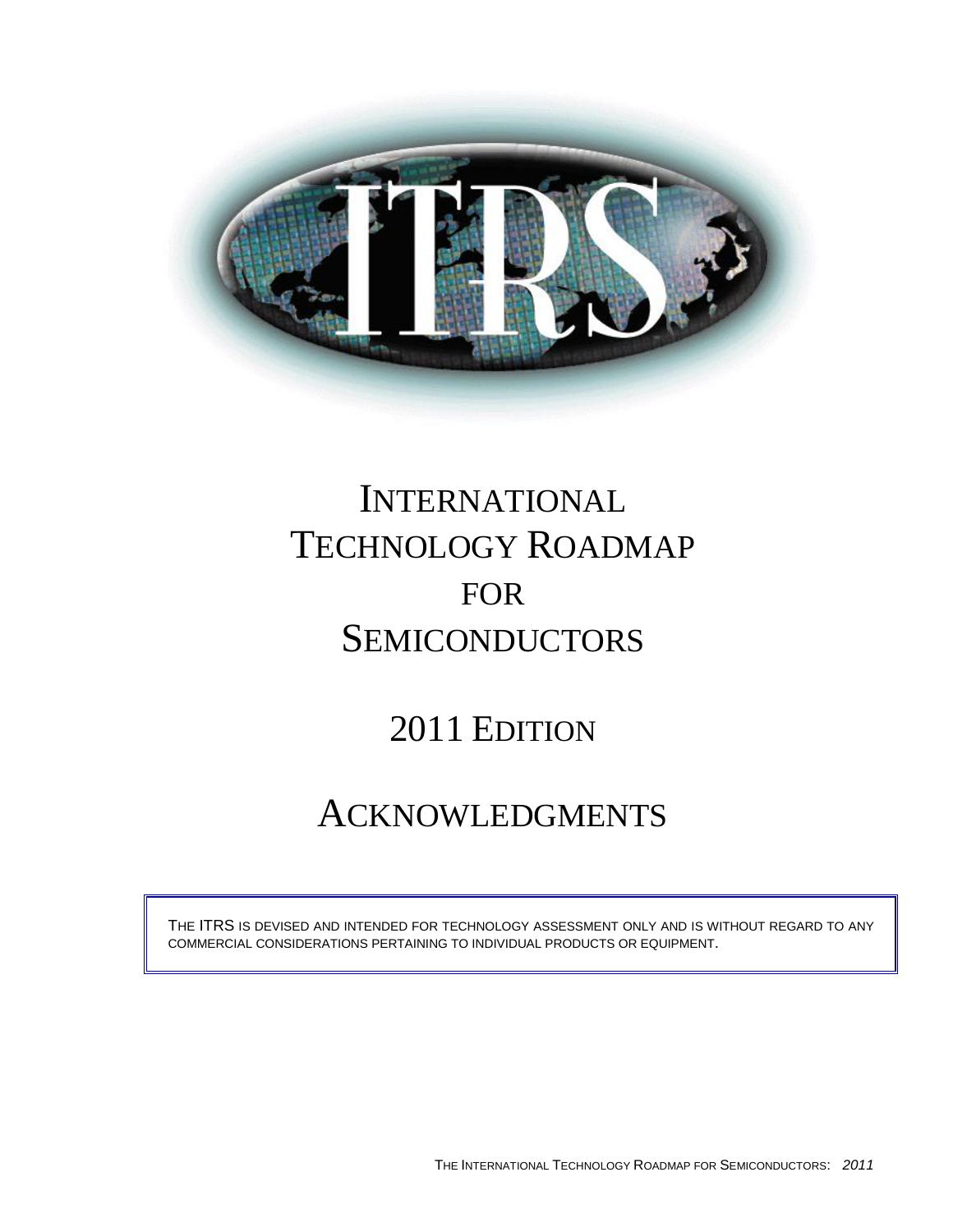# INTERNATIONAL TECHNOLOGY ROADMAP FOR SEMICONDUCTORS

## 2011 EDITION

## ACKNOWLEDGMENTS

THE ITRS IS DEVISED AND INTENDED FOR TECHNOLOGY ASSESSMENT ONLY AND IS WITHOUT REGARD TO ANY COMMERCIAL CONSIDERATIONS PERTAINING TO INDIVIDUAL PRODUCTS OR EQUIPMENT.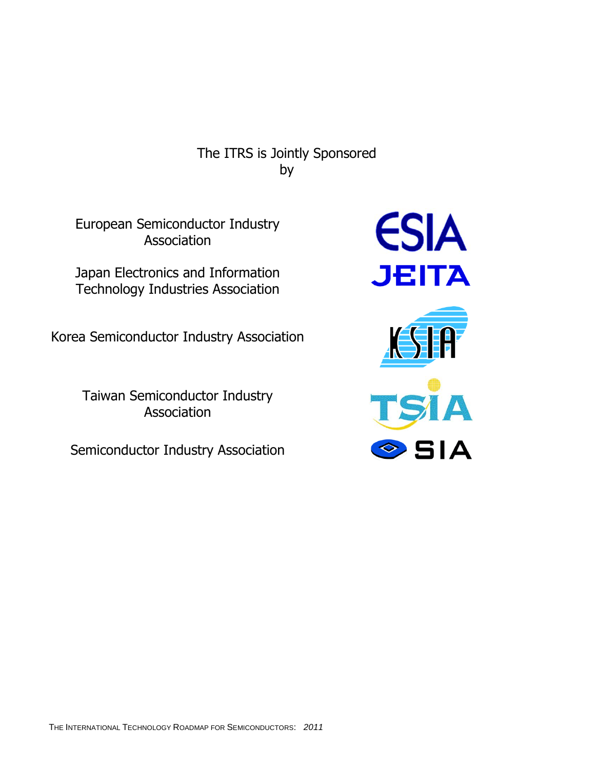The ITRS is Jointly Sponsored by

European Semiconductor Industry Association

Japan Electronics and Information Technology Industries Association

Korea Semiconductor Industry Association

Taiwan Semiconductor Industry Association

Semiconductor Industry Association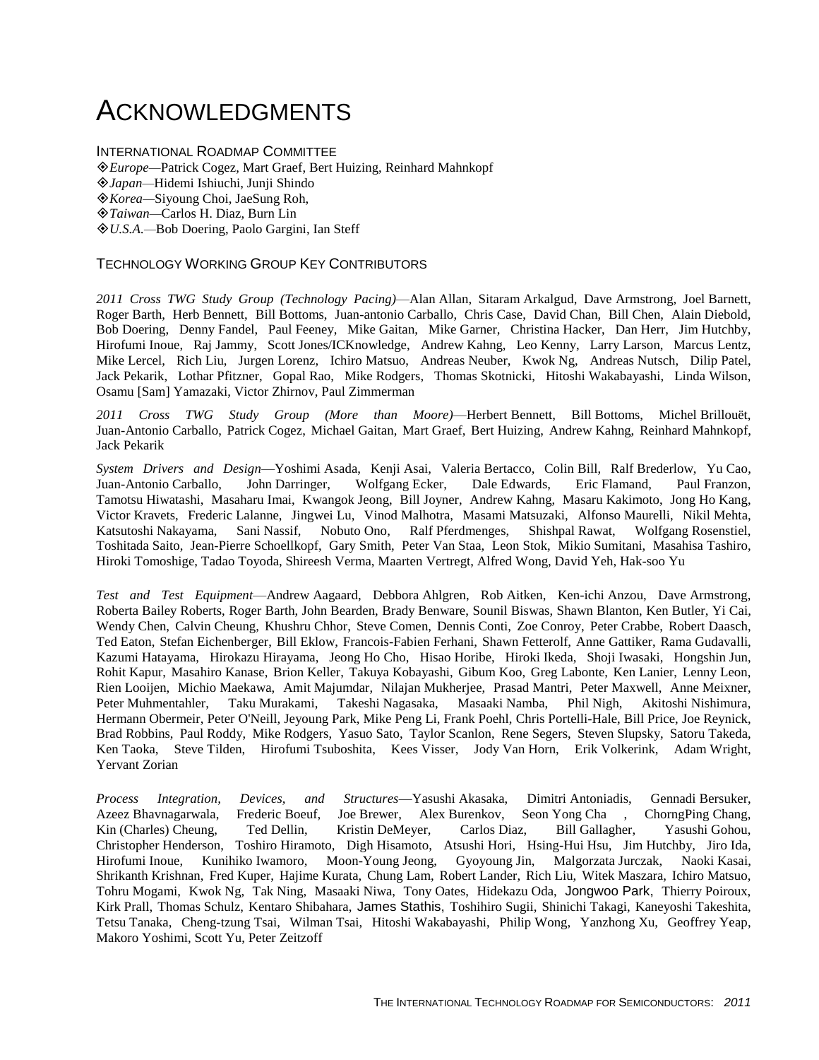# ACKNOWLEDGMENTS

## INTERNATIONAL ROADMAP COMMITTEE

❖*Europe*—Patrick Cogez, Mart Graef, Bert Huizing, Reinhard Mahnkopf
❖*Japan*—Hidemi Ishiuchi, Junji Shindo
❖*Korea*—Siyoung Choi, JaeSung Roh,
❖*Taiwan*—Carlos H. Diaz, Burn Lin
❖*U.S.A.*—Bob Doering, Paolo Gargini, Ian Steff

## TECHNOLOGY WORKING GROUP KEY CONTRIBUTORS

*2011 Cross TWG Study Group (Technology Pacing)*—Alan Allan, Sitaram Arkalgud, Dave Armstrong, Joel Barnett, Roger Barth, Herb Bennett, Bill Bottoms, Juan-antonio Carballo, Chris Case, David Chan, Bill Chen, Alain Diebold, Bob Doering, Denny Fandel, Paul Feeney, Mike Gaitan, Mike Garner, Christina Hacker, Dan Herr, Jim Hutchby, Hirofumi Inoue, Raj Jammy, Scott Jones/ICKnowledge, Andrew Kahng, Leo Kenny, Larry Larson, Marcus Lentz, Mike Lercel, Rich Liu, Jurgen Lorenz, Ichiro Matsuo, Andreas Neuber, Kwok Ng, Andreas Nutsch, Dilip Patel, Jack Pekarik, Lothar Pfitzner, Gopal Rao, Mike Rodgers, Thomas Skotnicki, Hitoshi Wakabayashi, Linda Wilson, Osamu [Sam] Yamazaki, Victor Zhirnov, Paul Zimmerman

*2011 Cross TWG Study Group (More than Moore)*—Herbert Bennett, Bill Bottoms, Michel Brillouët, Juan-Antonio Carballo, Patrick Cogez, Michael Gaitan, Mart Graef, Bert Huizing, Andrew Kahng, Reinhard Mahnkopf, Jack Pekarik

*System Drivers and Design*—Yoshimi Asada, Kenji Asai, Valeria Bertacco, Colin Bill, Ralf Brederlow, Yu Cao, Juan-Antonio Carballo, John Darringer, Wolfgang Ecker, Dale Edwards, Eric Flamand, Paul Franzon, Tamotsu Hiwatashi, Masaharu Imai, Kwangok Jeong, Bill Joyner, Andrew Kahng, Masaru Kakimoto, Jong Ho Kang, Victor Kravets, Frederic Lalanne, Jingwei Lu, Vinod Malhotra, Masami Matsuzaki, Alfonso Maurelli, Nikil Mehta, Katsutoshi Nakayama, Sani Nassif, Nobuto Ono, Ralf Pferdmenges, Shishpal Rawat, Wolfgang Rosenstiel, Toshitada Saito, Jean-Pierre Schoellkopf, Gary Smith, Peter Van Staa, Leon Stok, Mikio Sumitani, Masahisa Tashiro, Hiroki Tomoshige, Tadao Toyoda, Shireesh Verma, Maarten Vertregt, Alfred Wong, David Yeh, Hak-soo Yu

*Test and Test Equipment*—Andrew Aagaard, Debbora Ahlgren, Rob Aitken, Ken-ichi Anzou, Dave Armstrong, Roberta Bailey Roberts, Roger Barth, John Bearden, Brady Benware, Sounil Biswas, Shawn Blanton, Ken Butler, Yi Cai, Wendy Chen, Calvin Cheung, Khushru Chhor, Steve Comen, Dennis Conti, Zoe Conroy, Peter Crabbe, Robert Daasch, Ted Eaton, Stefan Eichenberger, Bill Eklow, Francois-Fabien Ferhani, Shawn Fetterolf, Anne Gattiker, Rama Gudavalli, Kazumi Hatayama, Hirokazu Hirayama, Jeong Ho Cho, Hisao Horibe, Hiroki Ikeda, Shoji Iwasaki, Hongshin Jun, Rohit Kapur, Masahiro Kanase, Brion Keller, Takuya Kobayashi, Gibum Koo, Greg Labonte, Ken Lanier, Lenny Leon, Rien Looijen, Michio Maekawa, Amit Majumdar, Nilajan Mukherjee, Prasad Mantri, Peter Maxwell, Anne Meixner, Peter Muhmentahler, Taku Murakami, Takeshi Nagasaka, Masaaki Namba, Phil Nigh, Akitoshi Nishimura, Hermann Obermeir, Peter O'Neill, Jeyoung Park, Mike Peng Li, Frank Poehl, Chris Portelli-Hale, Bill Price, Joe Reynick, Brad Robbins, Paul Roddy, Mike Rodgers, Yasuo Sato, Taylor Scanlon, Rene Segers, Steven Slupsky, Satoru Takeda, Ken Taoka, Steve Tilden, Hirofumi Tsuboshita, Kees Visser, Jody Van Horn, Erik Volkerink, Adam Wright, Yervant Zorian

*Process Integration, Devices, and Structures*—Yasushi Akasaka, Dimitri Antoniadis, Gennadi Bersuker, Azeez Bhavnagarwala, Frederic Boeuf, Joe Brewer, Alex Burenkov, Seon Yong Cha , ChorngPing Chang, Kin (Charles) Cheung, Ted Dellin, Kristin DeMeyer, Carlos Diaz, Bill Gallagher, Yasushi Gohou, Christopher Henderson, Toshiro Hiramoto, Digh Hisamoto, Atsushi Hori, Hsing-Hui Hsu, Jim Hutchby, Jiro Ida, Hirofumi Inoue, Kunihiko Iwamoro, Moon-Young Jeong, Gyoyoung Jin, Malgorzata Jurczak, Naoki Kasai, Shrikanth Krishnan, Fred Kuper, Hajime Kurata, Chung Lam, Robert Lander, Rich Liu, Witek Maszara, Ichiro Matsuo, Tohru Mogami, Kwok Ng, Tak Ning, Masaaki Niwa, Tony Oates, Hidekazu Oda, Jongwoo Park, Thierry Poiroux, Kirk Prall, Thomas Schulz, Kentaro Shibahara, James Stathis, Toshihiro Sugii, Shinichi Takagi, Kaneyoshi Takeshita, Tetsu Tanaka, Cheng-tzung Tsai, Wilman Tsai, Hitoshi Wakabayashi, Philip Wong, Yanzhong Xu, Geoffrey Yeap, Makoro Yoshimi, Scott Yu, Peter Zeitzoff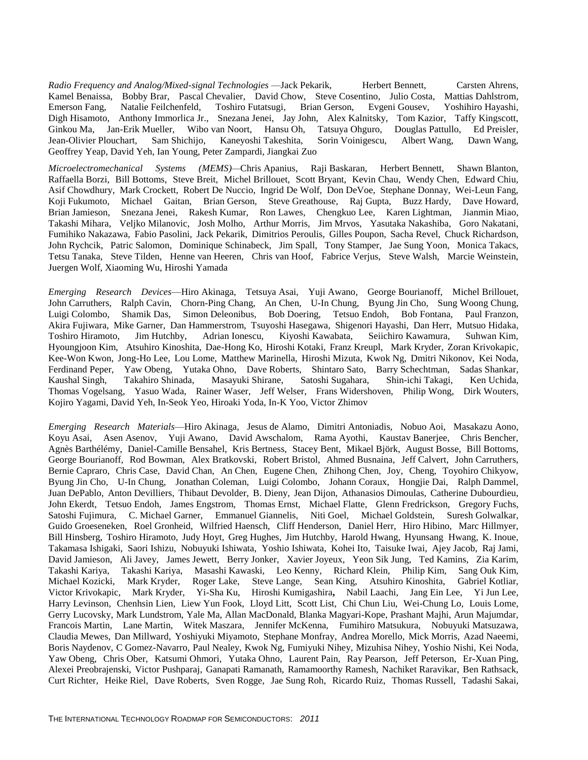*Radio Frequency and Analog/Mixed-signal Technologies* —Jack Pekarik, Herbert Bennett, Carsten Ahrens, Kamel Benaissa, Bobby Brar, Pascal Chevalier, David Chow, Steve Cosentino, Julio Costa, Mattias Dahlstrom, Emerson Fang, Natalie Feilchenfeld, Toshiro Futatsugi, Brian Gerson, Evgeni Gousev, Yoshihiro Hayashi, Digh Hisamoto, Anthony Immorlica Jr., Snezana Jenei, Jay John, Alex Kalnitsky, Tom Kazior, Taffy Kingscott, Ginkou Ma, Jan-Erik Mueller, Wibo van Noort, Hansu Oh, Tatsuya Ohguro, Douglas Pattullo, Ed Preisler, Jean-Olivier Plouchart, Sam Shichijo, Kaneyoshi Takeshita, Sorin Voinigescu, Albert Wang, Dawn Wang, Geoffrey Yeap, David Yeh, Ian Young, Peter Zampardi, Jiangkai Zuo

*Microelectromechanical Systems (MEMS)*—Chris Apanius, Raji Baskaran, Herbert Bennett, Shawn Blanton, Raffaella Borzi, Bill Bottoms, Steve Breit, Michel Brillouet, Scott Bryant, Kevin Chau, Wendy Chen, Edward Chiu, Asif Chowdhury, Mark Crockett, Robert De Nuccio, Ingrid De Wolf, Don DeVoe, Stephane Donnay, Wei-Leun Fang, Koji Fukumoto, Michael Gaitan, Brian Gerson, Steve Greathouse, Raj Gupta, Buzz Hardy, Dave Howard, Brian Jamieson, Snezana Jenei, Rakesh Kumar, Ron Lawes, Chengkuo Lee, Karen Lightman, Jianmin Miao, Takashi Mihara, Veljko Milanovic, Josh Molho, Arthur Morris, Jim Mrvos, Yasutaka Nakashiba, Goro Nakatani, Fumihiko Nakazawa, Fabio Pasolini, Jack Pekarik, Dimitrios Peroulis, Gilles Poupon, Sacha Revel, Chuck Richardson, John Rychcik, Patric Salomon, Dominique Schinabeck, Jim Spall, Tony Stamper, Jae Sung Yoon, Monica Takacs, Tetsu Tanaka, Steve Tilden, Henne van Heeren, Chris van Hoof, Fabrice Verjus, Steve Walsh, Marcie Weinstein, Juergen Wolf, Xiaoming Wu, Hiroshi Yamada

*Emerging Research Devices*—Hiro Akinaga, Tetsuya Asai, Yuji Awano, George Bourianoff, Michel Brillouet, John Carruthers, Ralph Cavin, Chorn-Ping Chang, An Chen, U-In Chung, Byung Jin Cho, Sung Woong Chung, Luigi Colombo, Shamik Das, Simon Deleonibus, Bob Doering, Tetsuo Endoh, Bob Fontana, Paul Franzon, Akira Fujiwara, Mike Garner, Dan Hammerstrom, Tsuyoshi Hasegawa, Shigenori Hayashi, Dan Herr, Mutsuo Hidaka, Toshiro Hiramoto, Jim Hutchby, Adrian Ionescu, Kiyoshi Kawabata, Seiichiro Kawamura, Suhwan Kim, Hyoungjoon Kim, Atsuhiro Kinoshita, Dae-Hong Ko, Hiroshi Kotaki, Franz Kreupl, Mark Kryder, Zoran Krivokapic, Kee-Won Kwon, Jong-Ho Lee, Lou Lome, Matthew Marinella, Hiroshi Mizuta, Kwok Ng, Dmitri Nikonov, Kei Noda, Ferdinand Peper, Yaw Obeng, Yutaka Ohno, Dave Roberts, Shintaro Sato, Barry Schechtman, Sadas Shankar, Kaushal Singh, Takahiro Shinada, Masayuki Shirane, Satoshi Sugahara, Shin-ichi Takagi, Ken Uchida, Thomas Vogelsang, Yasuo Wada, Rainer Waser, Jeff Welser, Frans Widershoven, Philip Wong, Dirk Wouters, Kojiro Yagami, David Yeh, In-Seok Yeo, Hiroaki Yoda, In-K Yoo, Victor Zhimov

*Emerging Research Materials*—Hiro Akinaga, Jesus de Alamo, Dimitri Antoniadis, Nobuo Aoi, Masakazu Aono, Koyu Asai, Asen Asenov, Yuji Awano, David Awschalom, Rama Ayothi, Kaustav Banerjee, Chris Bencher, Agnès Barthélémy, Daniel-Camille Bensahel, Kris Bertness, Stacey Bent, Mikael Björk, August Bosse, Bill Bottoms, George Bourianoff, Rod Bowman, Alex Bratkovski, Robert Bristol, Ahmed Busnaina, Jeff Calvert, John Carruthers, Bernie Capraro, Chris Case, David Chan, An Chen, Eugene Chen, Zhihong Chen, Joy, Cheng, Toyohiro Chikyow, Byung Jin Cho, U-In Chung, Jonathan Coleman, Luigi Colombo, Johann Coraux, Hongjie Dai, Ralph Dammel, Juan DePablo, Anton Devilliers, Thibaut Devolder, B. Dieny, Jean Dijon, Athanasios Dimoulas, Catherine Dubourdieu, John Ekerdt, Tetsuo Endoh, James Engstrom, Thomas Ernst, Michael Flatte, Glenn Fredrickson, Gregory Fuchs, Satoshi Fujimura, C. Michael Garner, Emmanuel Giannelis, Niti Goel, Michael Goldstein, Suresh Golwalkar, Guido Groeseneken, Roel Gronheid, Wilfried Haensch, Cliff Henderson, Daniel Herr, Hiro Hibino, Marc Hillmyer, Bill Hinsberg, Toshiro Hiramoto, Judy Hoyt, Greg Hughes, Jim Hutchby, Harold Hwang, Hyunsang Hwang, K. Inoue, Takamasa Ishigaki, Saori Ishizu, Nobuyuki Ishiwata, Yoshio Ishiwata, Kohei Ito, Taisuke Iwai, Ajey Jacob, Raj Jami, David Jamieson, Ali Javey, James Jewett, Berry Jonker, Xavier Joyeux, Yeon Sik Jung, Ted Kamins, Zia Karim, Takashi Kariya, Takashi Kariya, Masashi Kawaski, Leo Kenny, Richard Klein, Philip Kim, Sang Ouk Kim, Michael Kozicki, Mark Kryder, Roger Lake, Steve Lange, Sean King, Atsuhiro Kinoshita, Gabriel Kotliar, Victor Krivokapic, Mark Kryder, Yi-Sha Ku, Hiroshi Kumigashira, Nabil Laachi, Jang Ein Lee, Yi Jun Lee, Harry Levinson, Chenhsin Lien, Liew Yun Fook, Lloyd Litt, Scott List, Chi Chun Liu, Wei-Chung Lo, Louis Lome, Gerry Lucovsky, Mark Lundstrom, Yale Ma, Allan MacDonald, Blanka Magyari-Kope, Prashant Majhi, Arun Majumdar, Francois Martin, Lane Martin, Witek Maszara, Jennifer McKenna, Fumihiro Matsukura, Nobuyuki Matsuzawa, Claudia Mewes, Dan Millward, Yoshiyuki Miyamoto, Stephane Monfray, Andrea Morello, Mick Morris, Azad Naeemi, Boris Naydenov, C Gomez-Navarro, Paul Nealey, Kwok Ng, Fumiyuki Nihey, Mizuhisa Nihey, Yoshio Nishi, Kei Noda, Yaw Obeng, Chris Ober, Katsumi Ohmori, Yutaka Ohno, Laurent Pain, Ray Pearson, Jeff Peterson, Er-Xuan Ping, Alexei Preobrajenski, Victor Pushparaj, Ganapati Ramanath, Ramamoorthy Ramesh, Nachiket Raravikar, Ben Rathsack, Curt Richter, Heike Riel, Dave Roberts, Sven Rogge, Jae Sung Roh, Ricardo Ruiz, Thomas Russell, Tadashi Sakai,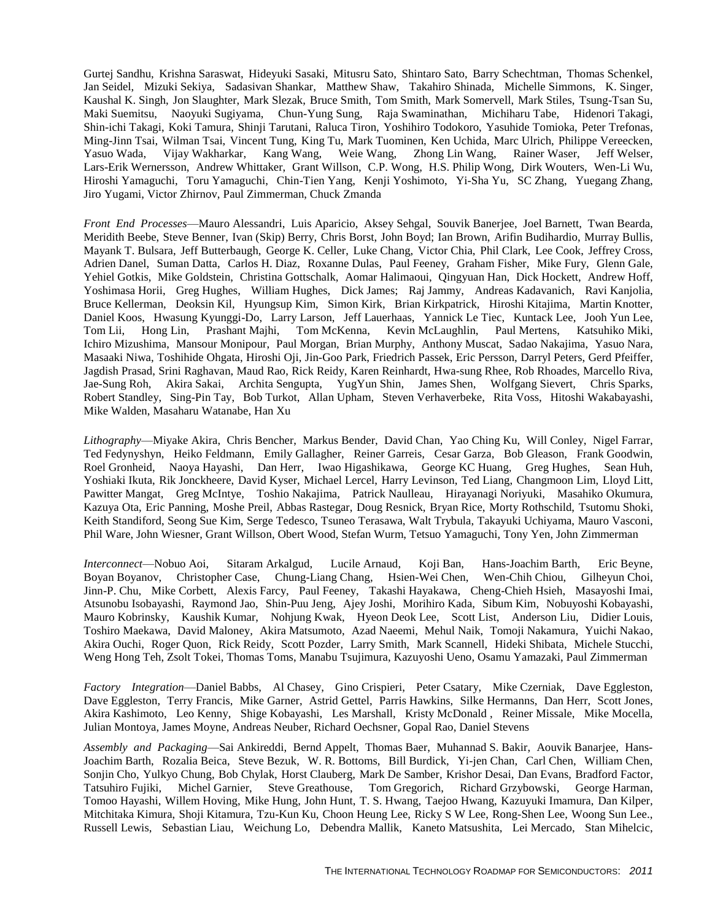Gurtej Sandhu, Krishna Saraswat, Hideyuki Sasaki, Mitusru Sato, Shintaro Sato, Barry Schechtman, Thomas Schenkel, Jan Seidel, Mizuki Sekiya, Sadasivan Shankar, Matthew Shaw, Takahiro Shinada, Michelle Simmons, K. Singer, Kaushal K. Singh, Jon Slaughter, Mark Slezak, Bruce Smith, Tom Smith, Mark Somervell, Mark Stiles, Tsung-Tsan Su, Maki Suemitsu, Naoyuki Sugiyama, Chun-Yung Sung, Raja Swaminathan, Michiharu Tabe, Hidenori Takagi, Shin-ichi Takagi, Koki Tamura, Shinji Tarutani, Raluca Tiron, Yoshihiro Todokoro, Yasuhide Tomioka, Peter Trefonas, Ming-Jinn Tsai, Wilman Tsai, Vincent Tung, King Tu, Mark Tuominen, Ken Uchida, Marc Ulrich, Philippe Vereecken, Yasuo Wada, Vijay Wakharkar, Kang Wang, Weie Wang, Zhong Lin Wang, Rainer Waser, Jeff Welser, Lars-Erik Wernersson, Andrew Whittaker, Grant Willson, C.P. Wong, H.S. Philip Wong, Dirk Wouters, Wen-Li Wu, Hiroshi Yamaguchi, Toru Yamaguchi, Chin-Tien Yang, Kenji Yoshimoto, Yi-Sha Yu, SC Zhang, Yuegang Zhang, Jiro Yugami, Victor Zhirnov, Paul Zimmerman, Chuck Zmanda

*Front End Processes*—Mauro Alessandri, Luis Aparicio, Aksey Sehgal, Souvik Banerjee, Joel Barnett, Twan Bearda, Meridith Beebe, Steve Benner, Ivan (Skip) Berry, Chris Borst, John Boyd; Ian Brown, Arifin Budihardio, Murray Bullis, Mayank T. Bulsara, Jeff Butterbaugh, George K. Celler, Luke Chang, Victor Chia, Phil Clark, Lee Cook, Jeffrey Cross, Adrien Danel, Suman Datta, Carlos H. Diaz, Roxanne Dulas, Paul Feeney, Graham Fisher, Mike Fury, Glenn Gale, Yehiel Gotkis, Mike Goldstein, Christina Gottschalk, Aomar Halimaoui, Qingyuan Han, Dick Hockett, Andrew Hoff, Yoshimasa Horii, Greg Hughes, William Hughes, Dick James; Raj Jammy, Andreas Kadavanich, Ravi Kanjolia, Bruce Kellerman, Deoksin Kil, Hyungsup Kim, Simon Kirk, Brian Kirkpatrick, Hiroshi Kitajima, Martin Knotter, Daniel Koos, Hwasung Kyunggi-Do, Larry Larson, Jeff Lauerhaas, Yannick Le Tiec, Kuntack Lee, Jooh Yun Lee, Tom Lii, Hong Lin, Prashant Majhi, Tom McKenna, Kevin McLaughlin, Paul Mertens, Katsuhiko Miki, Ichiro Mizushima, Mansour Monipour, Paul Morgan, Brian Murphy, Anthony Muscat, Sadao Nakajima, Yasuo Nara, Masaaki Niwa, Toshihide Ohgata, Hiroshi Oji, Jin-Goo Park, Friedrich Passek, Eric Persson, Darryl Peters, Gerd Pfeiffer, Jagdish Prasad, Srini Raghavan, Maud Rao, Rick Reidy, Karen Reinhardt, Hwa-sung Rhee, Rob Rhoades, Marcello Riva, Jae-Sung Roh, Akira Sakai, Archita Sengupta, YugYun Shin, James Shen, Wolfgang Sievert, Chris Sparks, Robert Standley, Sing-Pin Tay, Bob Turkot, Allan Upham, Steven Verhaverbeke, Rita Voss, Hitoshi Wakabayashi, Mike Walden, Masaharu Watanabe, Han Xu

*Lithography*—Miyake Akira, Chris Bencher, Markus Bender, David Chan, Yao Ching Ku, Will Conley, Nigel Farrar, Ted Fedynyshyn, Heiko Feldmann, Emily Gallagher, Reiner Garreis, Cesar Garza, Bob Gleason, Frank Goodwin, Roel Gronheid, Naoya Hayashi, Dan Herr, Iwao Higashikawa, George KC Huang, Greg Hughes, Sean Huh, Yoshiaki Ikuta, Rik Jonckheere, David Kyser, Michael Lercel, Harry Levinson, Ted Liang, Changmoon Lim, Lloyd Litt, Pawitter Mangat, Greg McIntye, Toshio Nakajima, Patrick Naulleau, Hirayanagi Noriyuki, Masahiko Okumura, Kazuya Ota, Eric Panning, Moshe Preil, Abbas Rastegar, Doug Resnick, Bryan Rice, Morty Rothschild, Tsutomu Shoki, Keith Standiford, Seong Sue Kim, Serge Tedesco, Tsuneo Terasawa, Walt Trybula, Takayuki Uchiyama, Mauro Vasconi, Phil Ware, John Wiesner, Grant Willson, Obert Wood, Stefan Wurm, Tetsuo Yamaguchi, Tony Yen, John Zimmerman

*Interconnect*—Nobuo Aoi, Sitaram Arkalgud, Lucile Arnaud, Koji Ban, Hans-Joachim Barth, Eric Beyne, Boyan Boyanov, Christopher Case, Chung-Liang Chang, Hsien-Wei Chen, Wen-Chih Chiou, Gilheyun Choi, Jinn-P. Chu, Mike Corbett, Alexis Farcy, Paul Feeney, Takashi Hayakawa, Cheng-Chieh Hsieh, Masayoshi Imai, Atsunobu Isobayashi, Raymond Jao, Shin-Puu Jeng, Ajey Joshi, Morihiro Kada, Sibum Kim, Nobuyoshi Kobayashi, Mauro Kobrinsky, Kaushik Kumar, Nohjung Kwak, Hyeon Deok Lee, Scott List, Anderson Liu, Didier Louis, Toshiro Maekawa, David Maloney, Akira Matsumoto, Azad Naeemi, Mehul Naik, Tomoji Nakamura, Yuichi Nakao, Akira Ouchi, Roger Quon, Rick Reidy, Scott Pozder, Larry Smith, Mark Scannell, Hideki Shibata, Michele Stucchi, Weng Hong Teh, Zsolt Tokei, Thomas Toms, Manabu Tsujimura, Kazuyoshi Ueno, Osamu Yamazaki, Paul Zimmerman

*Factory Integration*—Daniel Babbs, Al Chasey, Gino Crispieri, Peter Csatary, Mike Czerniak, Dave Eggleston, Dave Eggleston, Terry Francis, Mike Garner, Astrid Gettel, Parris Hawkins, Silke Hermanns, Dan Herr, Scott Jones, Akira Kashimoto, Leo Kenny, Shige Kobayashi, Les Marshall, Kristy McDonald , Reiner Missale, Mike Mocella, Julian Montoya, James Moyne, Andreas Neuber, Richard Oechsner, Gopal Rao, Daniel Stevens

*Assembly and Packaging*—Sai Ankireddi, Bernd Appelt, Thomas Baer, Muhannad S. Bakir, Aouvik Banarjee, Hans-Joachim Barth, Rozalia Beica, Steve Bezuk, W. R. Bottoms, Bill Burdick, Yi-jen Chan, Carl Chen, William Chen, Sonjin Cho, Yulkyo Chung, Bob Chylak, Horst Clauberg, Mark De Samber, Krishor Desai, Dan Evans, Bradford Factor, Tatsuhiro Fujiki, Michel Garnier, Steve Greathouse, Tom Gregorich, Richard Grzybowski, George Harman, Tomoo Hayashi, Willem Hoving, Mike Hung, John Hunt, T. S. Hwang, Taejoo Hwang, Kazuyuki Imamura, Dan Kilper, Mitchitaka Kimura, Shoji Kitamura, Tzu-Kun Ku, Choon Heung Lee, Ricky S W Lee, Rong-Shen Lee, Woong Sun Lee., Russell Lewis, Sebastian Liau, Weichung Lo, Debendra Mallik, Kaneto Matsushita, Lei Mercado, Stan Mihelcic,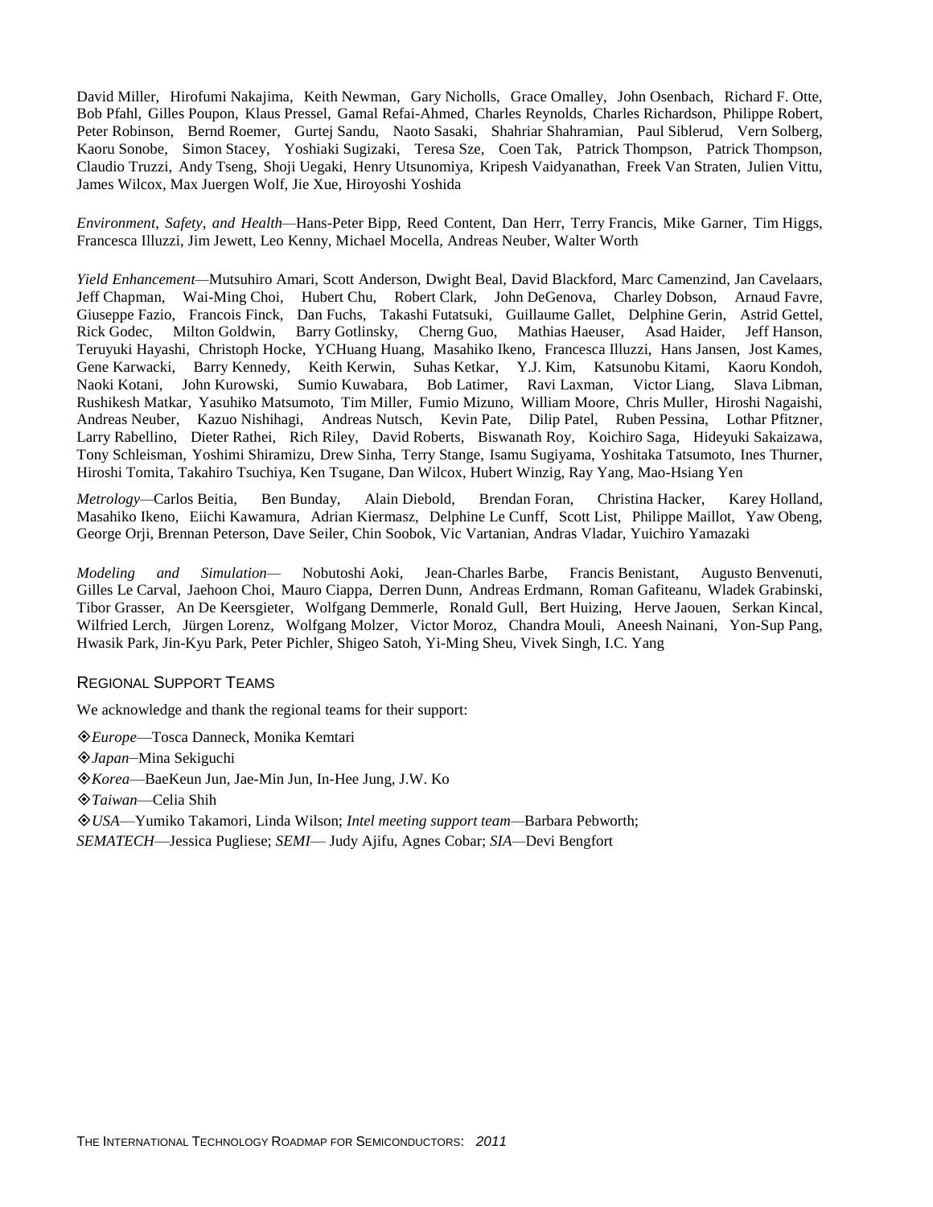David Miller, Hirofumi Nakajima, Keith Newman, Gary Nicholls, Grace Omalley, John Osenbach, Richard F. Otte, Bob Pfahl, Gilles Poupon, Klaus Pressel, Gamal Refai-Ahmed, Charles Reynolds, Charles Richardson, Philippe Robert, Peter Robinson, Bernd Roemer, Gurtej Sandu, Naoto Sasaki, Shahriar Shahramian, Paul Siblerud, Vern Solberg, Kaoru Sonobe, Simon Stacey, Yoshiaki Sugizaki, Teresa Sze, Coen Tak, Patrick Thompson, Patrick Thompson, Claudio Truzzi, Andy Tseng, Shoji Uegaki, Henry Utsunomiya, Kripesh Vaidyanathan, Freek Van Straten, Julien Vittu, James Wilcox, Max Juergen Wolf, Jie Xue, Hiroyoshi Yoshida

*Environment, Safety, and Health*—Hans-Peter Bipp, Reed Content, Dan Herr, Terry Francis, Mike Garner, Tim Higgs, Francesca Illuzzi, Jim Jewett, Leo Kenny, Michael Mocella, Andreas Neuber, Walter Worth

*Yield Enhancement*—Mutsuhiro Amari, Scott Anderson, Dwight Beal, David Blackford, Marc Camenzind, Jan Cavelaars, Jeff Chapman, Wai-Ming Choi, Hubert Chu, Robert Clark, John DeGenova, Charley Dobson, Arnaud Favre, Giuseppe Fazio, Francois Finck, Dan Fuchs, Takashi Futatsuki, Guillaume Gallet, Delphine Gerin, Astrid Gettel, Rick Godec, Milton Goldwin, Barry Gotlinsky, Cherng Guo, Mathias Haeuser, Asad Haider, Jeff Hanson, Teruyuki Hayashi, Christoph Hocke, YCHuang Huang, Masahiko Ikeno, Francesca Illuzzi, Hans Jansen, Jost Kames, Gene Karwacki, Barry Kennedy, Keith Kerwin, Suhas Ketkar, Y.J. Kim, Katsunobu Kitami, Kaoru Kondoh, Naoki Kotani, John Kurowski, Sumio Kuwabara, Bob Latimer, Ravi Laxman, Victor Liang, Slava Libman, Rushikesh Matkar, Yasuhiko Matsumoto, Tim Miller, Fumio Mizuno, William Moore, Chris Muller, Hiroshi Nagaishi, Andreas Neuber, Kazuo Nishihagi, Andreas Nutsch, Kevin Pate, Dilip Patel, Ruben Pessina, Lothar Pfitzner, Larry Rabellino, Dieter Rathei, Rich Riley, David Roberts, Biswanath Roy, Koichiro Saga, Hideyuki Sakaizawa, Tony Schleisman, Yoshimi Shiramizu, Drew Sinha, Terry Stange, Isamu Sugiyama, Yoshitaka Tatsumoto, Ines Thurner, Hiroshi Tomita, Takahiro Tsuchiya, Ken Tsugane, Dan Wilcox, Hubert Winzig, Ray Yang, Mao-Hsiang Yen

*Metrology*—Carlos Beitia, Ben Bunday, Alain Diebold, Brendan Foran, Christina Hacker, Karey Holland, Masahiko Ikeno, Eiichi Kawamura, Adrian Kiermasz, Delphine Le Cunff, Scott List, Philippe Maillot, Yaw Obeng, George Orji, Brennan Peterson, Dave Seiler, Chin Soobok, Vic Vartanian, Andras Vladar, Yuichiro Yamazaki

*Modeling and Simulation*— Nobutoshi Aoki, Jean-Charles Barbe, Francis Benistant, Augusto Benvenuti, Gilles Le Carval, Jaehoon Choi, Mauro Ciappa, Derren Dunn, Andreas Erdmann, Roman Gafiteanu, Wladek Grabinski, Tibor Grasser, An De Keersgieter, Wolfgang Demmerle, Ronald Gull, Bert Huizing, Herve Jaouen, Serkan Kincal, Wilfried Lerch, Jürgen Lorenz, Wolfgang Molzer, Victor Moroz, Chandra Mouli, Aneesh Nainani, Yon-Sup Pang, Hwasik Park, Jin-Kyu Park, Peter Pichler, Shigeo Satoh, Yi-Ming Sheu, Vivek Singh, I.C. Yang

## Regional Support Teams

We acknowledge and thank the regional teams for their support:

❖*Europe*—Tosca Danneck, Monika Kemtari

❖*Japan*–Mina Sekiguchi

❖*Korea*—BaeKeun Jun, Jae-Min Jun, In-Hee Jung, J.W. Ko

❖*Taiwan*—Celia Shih

❖*USA*—Yumiko Takamori, Linda Wilson; *Intel meeting support team*—Barbara Pebworth; *SEMATECH*—Jessica Pugliese; *SEMI*— Judy Ajifu, Agnes Cobar; *SIA*—Devi Bengfort